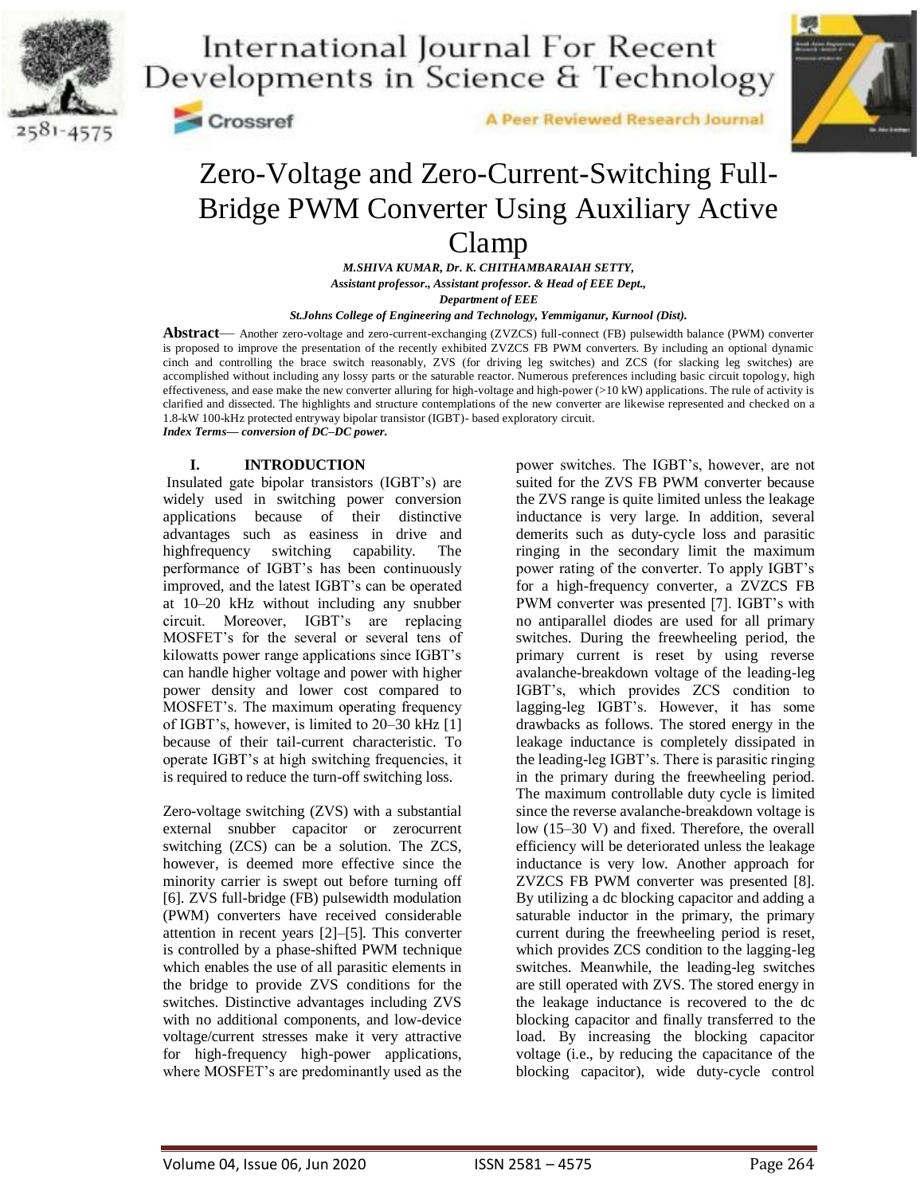# Zero-Voltage and Zero-Current-Switching Full-Bridge PWM Converter Using Auxiliary Active Clamp

***M.SHIVA KUMAR, Dr. K. CHITHAMBARAIAH SETTY,***

***Assistant professor., Assistant professor. & Head of EEE Dept.,***

***Department of EEE***

***St.Johns College of Engineering and Technology, Yemmiganur, Kurnool (Dist).***

**Abstract**— Another zero-voltage and zero-current-exchanging (ZVZCS) full-connect (FB) pulsewidth balance (PWM) converter is proposed to improve the presentation of the recently exhibited ZVZCS FB PWM converters. By including an optional dynamic cinch and controlling the brace switch reasonably, ZVS (for driving leg switches) and ZCS (for slacking leg switches) are accomplished without including any lossy parts or the saturable reactor. Numerous preferences including basic circuit topology, high effectiveness, and ease make the new converter alluring for high-voltage and high-power (>10 kW) applications. The rule of activity is clarified and dissected. The highlights and structure contemplations of the new converter are likewise represented and checked on a 1.8-kW 100-kHz protected entryway bipolar transistor (IGBT)- based exploratory circuit.

***Index Terms— conversion of DC–DC power.***

## I. INTRODUCTION

Insulated gate bipolar transistors (IGBT's) are widely used in switching power conversion applications because of their distinctive advantages such as easiness in drive and highfrequency switching capability. The performance of IGBT's has been continuously improved, and the latest IGBT's can be operated at 10–20 kHz without including any snubber circuit. Moreover, IGBT's are replacing MOSFET's for the several or several tens of kilowatts power range applications since IGBT's can handle higher voltage and power with higher power density and lower cost compared to MOSFET's. The maximum operating frequency of IGBT's, however, is limited to 20–30 kHz [1] because of their tail-current characteristic. To operate IGBT's at high switching frequencies, it is required to reduce the turn-off switching loss.

Zero-voltage switching (ZVS) with a substantial external snubber capacitor or zerocurrent switching (ZCS) can be a solution. The ZCS, however, is deemed more effective since the minority carrier is swept out before turning off [6]. ZVS full-bridge (FB) pulsewidth modulation (PWM) converters have received considerable attention in recent years [2]–[5]. This converter is controlled by a phase-shifted PWM technique which enables the use of all parasitic elements in the bridge to provide ZVS conditions for the switches. Distinctive advantages including ZVS with no additional components, and low-device voltage/current stresses make it very attractive for high-frequency high-power applications, where MOSFET's are predominantly used as the power switches. The IGBT's, however, are not suited for the ZVS FB PWM converter because the ZVS range is quite limited unless the leakage inductance is very large. In addition, several demerits such as duty-cycle loss and parasitic ringing in the secondary limit the maximum power rating of the converter. To apply IGBT's for a high-frequency converter, a ZVZCS FB PWM converter was presented [7]. IGBT's with no antiparallel diodes are used for all primary switches. During the freewheeling period, the primary current is reset by using reverse avalanche-breakdown voltage of the leading-leg IGBT's, which provides ZCS condition to lagging-leg IGBT's. However, it has some drawbacks as follows. The stored energy in the leakage inductance is completely dissipated in the leading-leg IGBT's. There is parasitic ringing in the primary during the freewheeling period. The maximum controllable duty cycle is limited since the reverse avalanche-breakdown voltage is low (15–30 V) and fixed. Therefore, the overall efficiency will be deteriorated unless the leakage inductance is very low. Another approach for ZVZCS FB PWM converter was presented [8]. By utilizing a dc blocking capacitor and adding a saturable inductor in the primary, the primary current during the freewheeling period is reset, which provides ZCS condition to the lagging-leg switches. Meanwhile, the leading-leg switches are still operated with ZVS. The stored energy in the leakage inductance is recovered to the dc blocking capacitor and finally transferred to the load. By increasing the blocking capacitor voltage (i.e., by reducing the capacitance of the blocking capacitor), wide duty-cycle control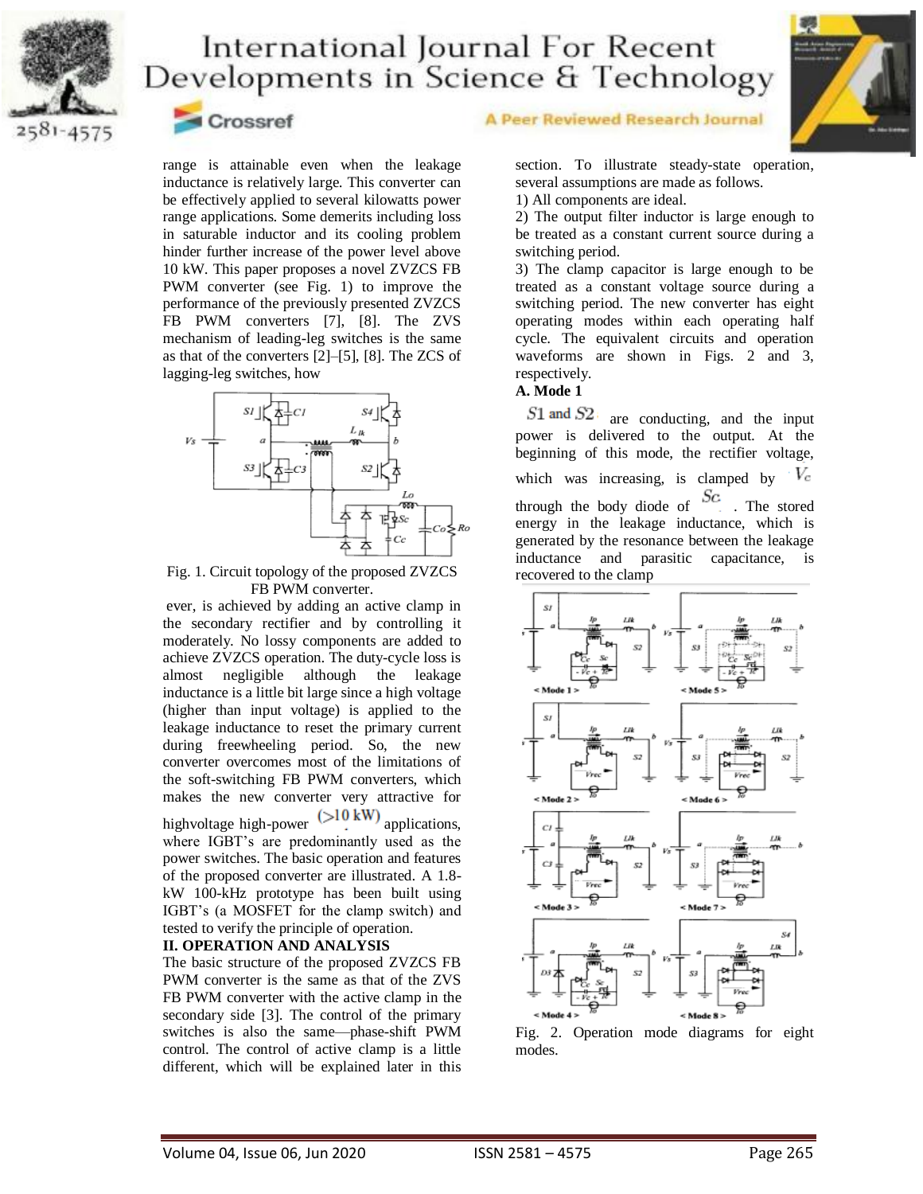range is attainable even when the leakage inductance is relatively large. This converter can be effectively applied to several kilowatts power range applications. Some demerits including loss in saturable inductor and its cooling problem hinder further increase of the power level above 10 kW. This paper proposes a novel ZVZCS FB PWM converter (see Fig. 1) to improve the performance of the previously presented ZVZCS FB PWM converters [7], [8]. The ZVS mechanism of leading-leg switches is the same as that of the converters [2]–[5], [8]. The ZCS of lagging-leg switches, how

Fig. 1. Circuit topology of the proposed ZVZCS FB PWM converter.

ever, is achieved by adding an active clamp in the secondary rectifier and by controlling it moderately. No lossy components are added to achieve ZVZCS operation. The duty-cycle loss is almost negligible although the leakage inductance is a little bit large since a high voltage (higher than input voltage) is applied to the leakage inductance to reset the primary current during freewheeling period. So, the new converter overcomes most of the limitations of the soft-switching FB PWM converters, which makes the new converter very attractive for highvoltage high-power ($>$10 kW) applications, where IGBT's are predominantly used as the power switches. The basic operation and features of the proposed converter are illustrated. A 1.8-kW 100-kHz prototype has been built using IGBT's (a MOSFET for the clamp switch) and tested to verify the principle of operation.

## II. OPERATION AND ANALYSIS

The basic structure of the proposed ZVZCS FB PWM converter is the same as that of the ZVS FB PWM converter with the active clamp in the secondary side [3]. The control of the primary switches is also the same—phase-shift PWM control. The control of active clamp is a little different, which will be explained later in this section. To illustrate steady-state operation, several assumptions are made as follows.

1) All components are ideal.
2) The output filter inductor is large enough to be treated as a constant current source during a switching period.
3) The clamp capacitor is large enough to be treated as a constant voltage source during a switching period. The new converter has eight operating modes within each operating half cycle. The equivalent circuits and operation waveforms are shown in Figs. 2 and 3, respectively.

### A. Mode 1

$S1$ and $S2$ are conducting, and the input power is delivered to the output. At the beginning of this mode, the rectifier voltage, which was increasing, is clamped by $V_c$ through the body diode of $Sc$. The stored energy in the leakage inductance, which is generated by the resonance between the leakage inductance and parasitic capacitance, is recovered to the clamp

Fig. 2. Operation mode diagrams for eight modes.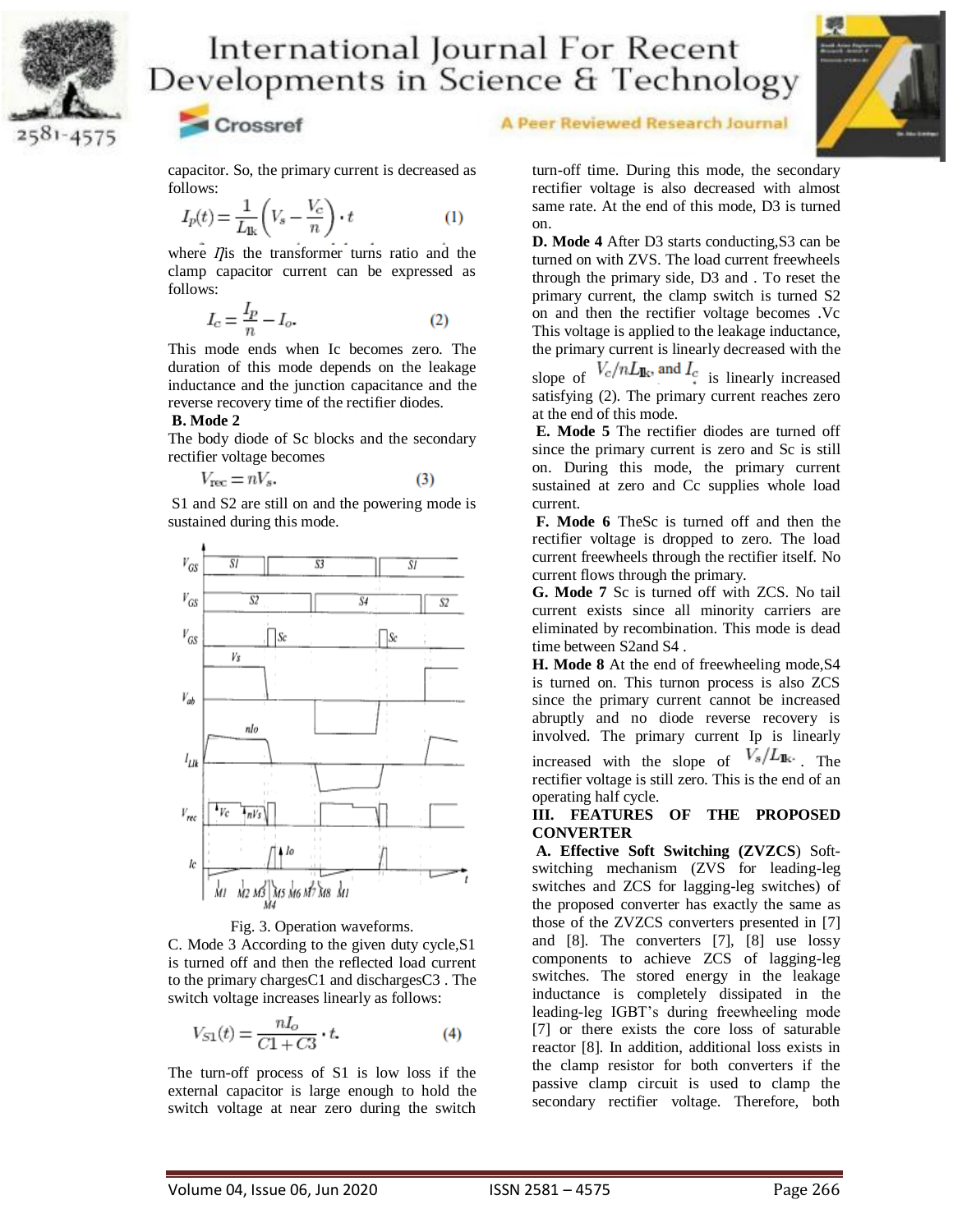capacitor. So, the primary current is decreased as follows:

$$I_p(t) = \frac{1}{L_{lk}}\left(V_s - \frac{V_c}{n}\right)\cdot t \qquad (1)$$

where $\eta$is the transformer turns ratio and the clamp capacitor current can be expressed as follows:

$$I_c = \frac{I_p}{n} - I_o. \qquad (2)$$

This mode ends when Ic becomes zero. The duration of this mode depends on the leakage inductance and the junction capacitance and the reverse recovery time of the rectifier diodes.

**B. Mode 2**

The body diode of Sc blocks and the secondary rectifier voltage becomes

$$V_{rec} = nV_s. \qquad (3)$$

S1 and S2 are still on and the powering mode is sustained during this mode.

Fig. 3. Operation waveforms.

C. Mode 3 According to the given duty cycle,S1 is turned off and then the reflected load current to the primary chargesC1 and dischargesC3 . The switch voltage increases linearly as follows:

$$V_{S1}(t) = \frac{nI_o}{C1 + C3}\cdot t. \qquad (4)$$

The turn-off process of S1 is low loss if the external capacitor is large enough to hold the switch voltage at near zero during the switch turn-off time. During this mode, the secondary rectifier voltage is also decreased with almost same rate. At the end of this mode, D3 is turned on.

**D. Mode 4** After D3 starts conducting,S3 can be turned on with ZVS. The load current freewheels through the primary side, D3 and . To reset the primary current, the clamp switch is turned S2 on and then the rectifier voltage becomes .Vc This voltage is applied to the leakage inductance, the primary current is linearly decreased with the slope of $V_c/nL_{lk}$, and $I_c$ is linearly increased satisfying (2). The primary current reaches zero at the end of this mode.

**E. Mode 5** The rectifier diodes are turned off since the primary current is zero and Sc is still on. During this mode, the primary current sustained at zero and Cc supplies whole load current.

**F. Mode 6** TheSc is turned off and then the rectifier voltage is dropped to zero. The load current freewheels through the rectifier itself. No current flows through the primary.

**G. Mode 7** Sc is turned off with ZCS. No tail current exists since all minority carriers are eliminated by recombination. This mode is dead time between S2and S4 .

**H. Mode 8** At the end of freewheeling mode,S4 is turned on. This turnon process is also ZCS since the primary current cannot be increased abruptly and no diode reverse recovery is involved. The primary current Ip is linearly increased with the slope of $V_s/L_{lk}$. The rectifier voltage is still zero. This is the end of an operating half cycle.

## III. FEATURES OF THE PROPOSED CONVERTER

**A. Effective Soft Switching (ZVZCS**) Soft-switching mechanism (ZVS for leading-leg switches and ZCS for lagging-leg switches) of the proposed converter has exactly the same as those of the ZVZCS converters presented in [7] and [8]. The converters [7], [8] use lossy components to achieve ZCS of lagging-leg switches. The stored energy in the leakage inductance is completely dissipated in the leading-leg IGBT's during freewheeling mode [7] or there exists the core loss of saturable reactor [8]. In addition, additional loss exists in the clamp resistor for both converters if the passive clamp circuit is used to clamp the secondary rectifier voltage. Therefore, both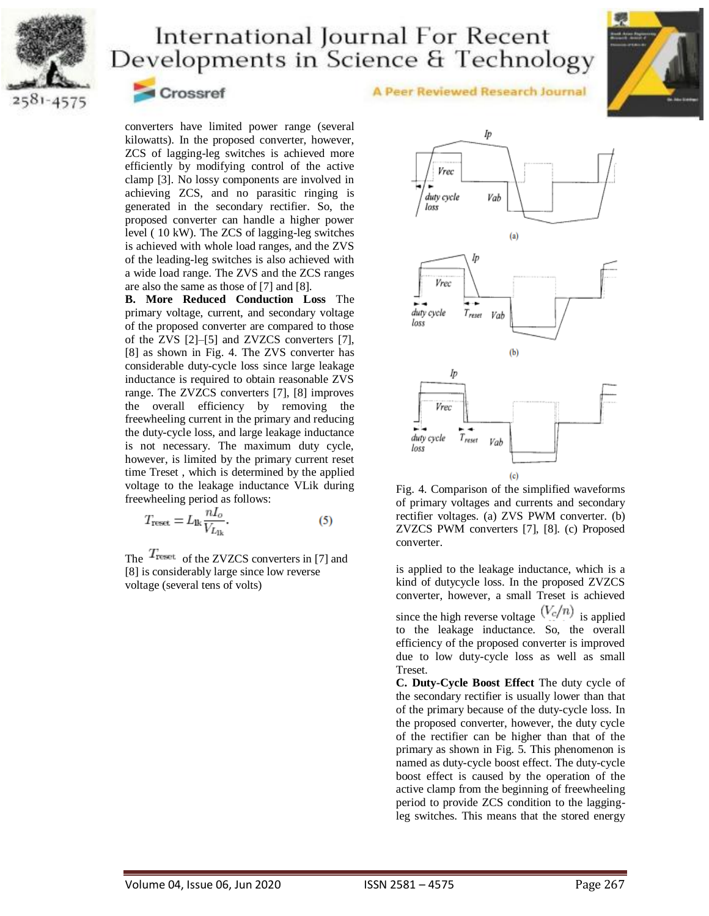converters have limited power range (several kilowatts). In the proposed converter, however, ZCS of lagging-leg switches is achieved more efficiently by modifying control of the active clamp [3]. No lossy components are involved in achieving ZCS, and no parasitic ringing is generated in the secondary rectifier. So, the proposed converter can handle a higher power level ( 10 kW). The ZCS of lagging-leg switches is achieved with whole load ranges, and the ZVS of the leading-leg switches is also achieved with a wide load range. The ZVS and the ZCS ranges are also the same as those of [7] and [8].

**B. More Reduced Conduction Loss** The primary voltage, current, and secondary voltage of the proposed converter are compared to those of the ZVS [2]–[5] and ZVZCS converters [7], [8] as shown in Fig. 4. The ZVS converter has considerable duty-cycle loss since large leakage inductance is required to obtain reasonable ZVS range. The ZVZCS converters [7], [8] improves the overall efficiency by removing the freewheeling current in the primary and reducing the duty-cycle loss, and large leakage inductance is not necessary. The maximum duty cycle, however, is limited by the primary current reset time Treset , which is determined by the applied voltage to the leakage inductance VLik during freewheeling period as follows:

$$T_{\text{reset}} = L_{\text{lk}} \frac{nI_o}{V_{L_{\text{lk}}}}. \quad (5)$$

The $T_{\text{reset}}$ of the ZVZCS converters in [7] and [8] is considerably large since low reverse voltage (several tens of volts) is applied to the leakage inductance, which is a kind of dutycycle loss. In the proposed ZVZCS converter, however, a small Treset is achieved since the high reverse voltage $(V_c/n)$ is applied to the leakage inductance. So, the overall efficiency of the proposed converter is improved due to low duty-cycle loss as well as small Treset.

Fig. 4. Comparison of the simplified waveforms of primary voltages and currents and secondary rectifier voltages. (a) ZVS PWM converter. (b) ZVZCS PWM converters [7], [8]. (c) Proposed converter.

**C. Duty-Cycle Boost Effect** The duty cycle of the secondary rectifier is usually lower than that of the primary because of the duty-cycle loss. In the proposed converter, however, the duty cycle of the rectifier can be higher than that of the primary as shown in Fig. 5. This phenomenon is named as duty-cycle boost effect. The duty-cycle boost effect is caused by the operation of the active clamp from the beginning of freewheeling period to provide ZCS condition to the lagging-leg switches. This means that the stored energy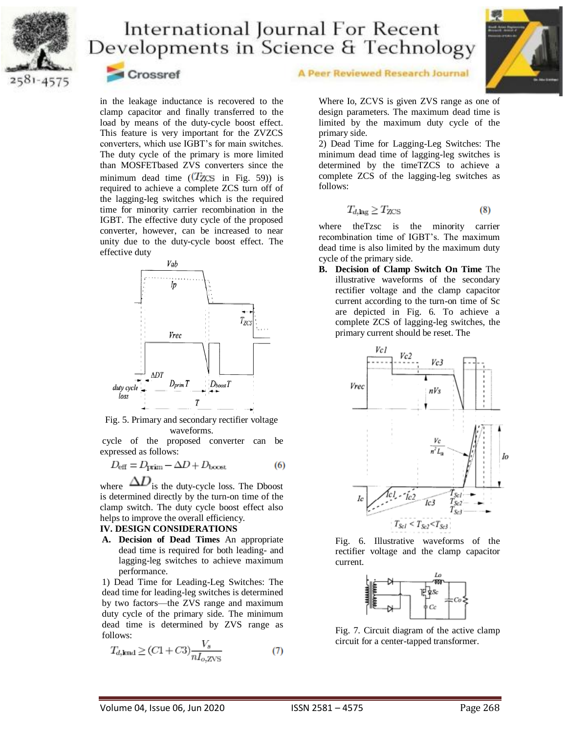in the leakage inductance is recovered to the clamp capacitor and finally transferred to the load by means of the duty-cycle boost effect. This feature is very important for the ZVZCS converters, which use IGBT's for main switches. The duty cycle of the primary is more limited than MOSFETbased ZVS converters since the minimum dead time ($(T_{ZCS}$ in Fig. 59)) is required to achieve a complete ZCS turn off of the lagging-leg switches which is the required time for minority carrier recombination in the IGBT. The effective duty cycle of the proposed converter, however, can be increased to near unity due to the duty-cycle boost effect. The effective duty

Fig. 5. Primary and secondary rectifier voltage waveforms.

cycle of the proposed converter can be expressed as follows:

$$D_{\text{eff}} = D_{\text{prim}} - \Delta D + D_{\text{boost}} \tag{6}$$

where $\Delta D$ is the duty-cycle loss. The Dboost is determined directly by the turn-on time of the clamp switch. The duty cycle boost effect also helps to improve the overall efficiency.

## IV. DESIGN CONSIDERATIONS

**A. Decision of Dead Times** An appropriate dead time is required for both leading- and lagging-leg switches to achieve maximum performance.

1) Dead Time for Leading-Leg Switches: The dead time for leading-leg switches is determined by two factors—the ZVS range and maximum duty cycle of the primary side. The minimum dead time is determined by ZVS range as follows:

$$T_{d,\text{lead}} \geq (C1 + C3)\frac{V_s}{nI_{o,\text{ZVS}}} \tag{7}$$

Where Io, ZCVS is given ZVS range as one of design parameters. The maximum dead time is limited by the maximum duty cycle of the primary side.

2) Dead Time for Lagging-Leg Switches: The minimum dead time of lagging-leg switches is determined by the timeTZCS to achieve a complete ZCS of the lagging-leg switches as follows:

$$T_{d,\text{lag}} \geq T_{\text{ZCS}} \tag{8}$$

where theTzsc is the minority carrier recombination time of IGBT's. The maximum dead time is also limited by the maximum duty cycle of the primary side.

**B. Decision of Clamp Switch On Time** The illustrative waveforms of the secondary rectifier voltage and the clamp capacitor current according to the turn-on time of Sc are depicted in Fig. 6. To achieve a complete ZCS of lagging-leg switches, the primary current should be reset. The

Fig. 6. Illustrative waveforms of the rectifier voltage and the clamp capacitor current.

Fig. 7. Circuit diagram of the active clamp circuit for a center-tapped transformer.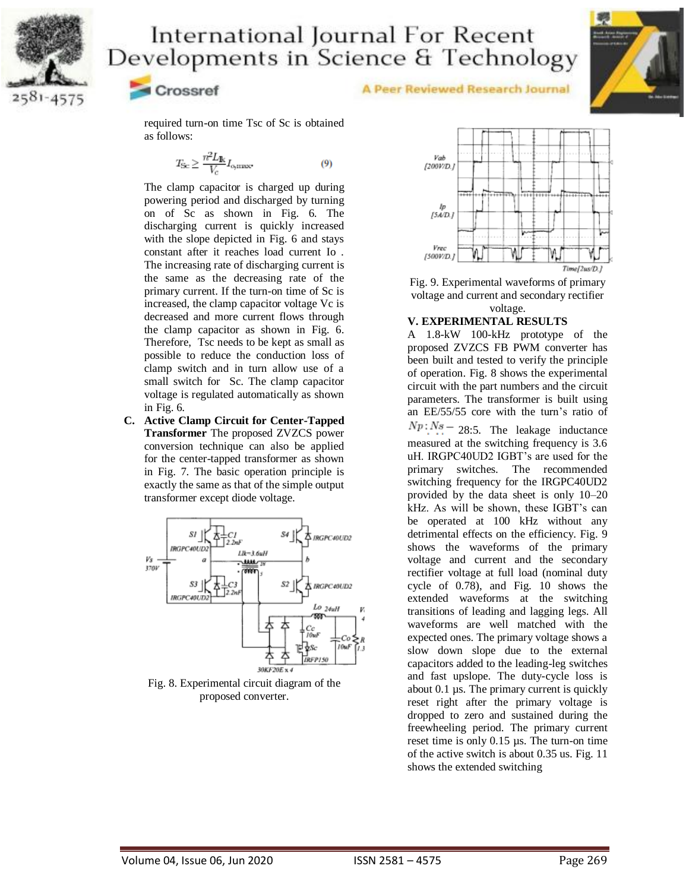required turn-on time Tsc of Sc is obtained as follows:

$$T_{Sc} \geq \frac{n^2 L_{lk}}{V_c} I_{o,max} \quad (9)$$

The clamp capacitor is charged up during powering period and discharged by turning on of Sc as shown in Fig. 6. The discharging current is quickly increased with the slope depicted in Fig. 6 and stays constant after it reaches load current Io . The increasing rate of discharging current is the same as the decreasing rate of the primary current. If the turn-on time of Sc is increased, the clamp capacitor voltage Vc is decreased and more current flows through the clamp capacitor as shown in Fig. 6. Therefore, Tsc needs to be kept as small as possible to reduce the conduction loss of clamp switch and in turn allow use of a small switch for Sc. The clamp capacitor voltage is regulated automatically as shown in Fig. 6.

**C. Active Clamp Circuit for Center-Tapped Transformer** The proposed ZVZCS power conversion technique can also be applied for the center-tapped transformer as shown in Fig. 7. The basic operation principle is exactly the same as that of the simple output transformer except diode voltage.

Fig. 8. Experimental circuit diagram of the proposed converter.

Fig. 9. Experimental waveforms of primary voltage and current and secondary rectifier voltage.

## V. EXPERIMENTAL RESULTS

A 1.8-kW 100-kHz prototype of the proposed ZVZCS FB PWM converter has been built and tested to verify the principle of operation. Fig. 8 shows the experimental circuit with the part numbers and the circuit parameters. The transformer is built using an EE/55/55 core with the turn's ratio of $Np:Ns-$ 28:5. The leakage inductance measured at the switching frequency is 3.6 uH. IRGPC40UD2 IGBT's are used for the primary switches. The recommended switching frequency for the IRGPC40UD2 provided by the data sheet is only 10–20 kHz. As will be shown, these IGBT's can be operated at 100 kHz without any detrimental effects on the efficiency. Fig. 9 shows the waveforms of the primary voltage and current and the secondary rectifier voltage at full load (nominal duty cycle of 0.78), and Fig. 10 shows the extended waveforms at the switching transitions of leading and lagging legs. All waveforms are well matched with the expected ones. The primary voltage shows a slow down slope due to the external capacitors added to the leading-leg switches and fast upslope. The duty-cycle loss is about 0.1 µs. The primary current is quickly reset right after the primary voltage is dropped to zero and sustained during the freewheeling period. The primary current reset time is only 0.15 µs. The turn-on time of the active switch is about 0.35 us. Fig. 11 shows the extended switching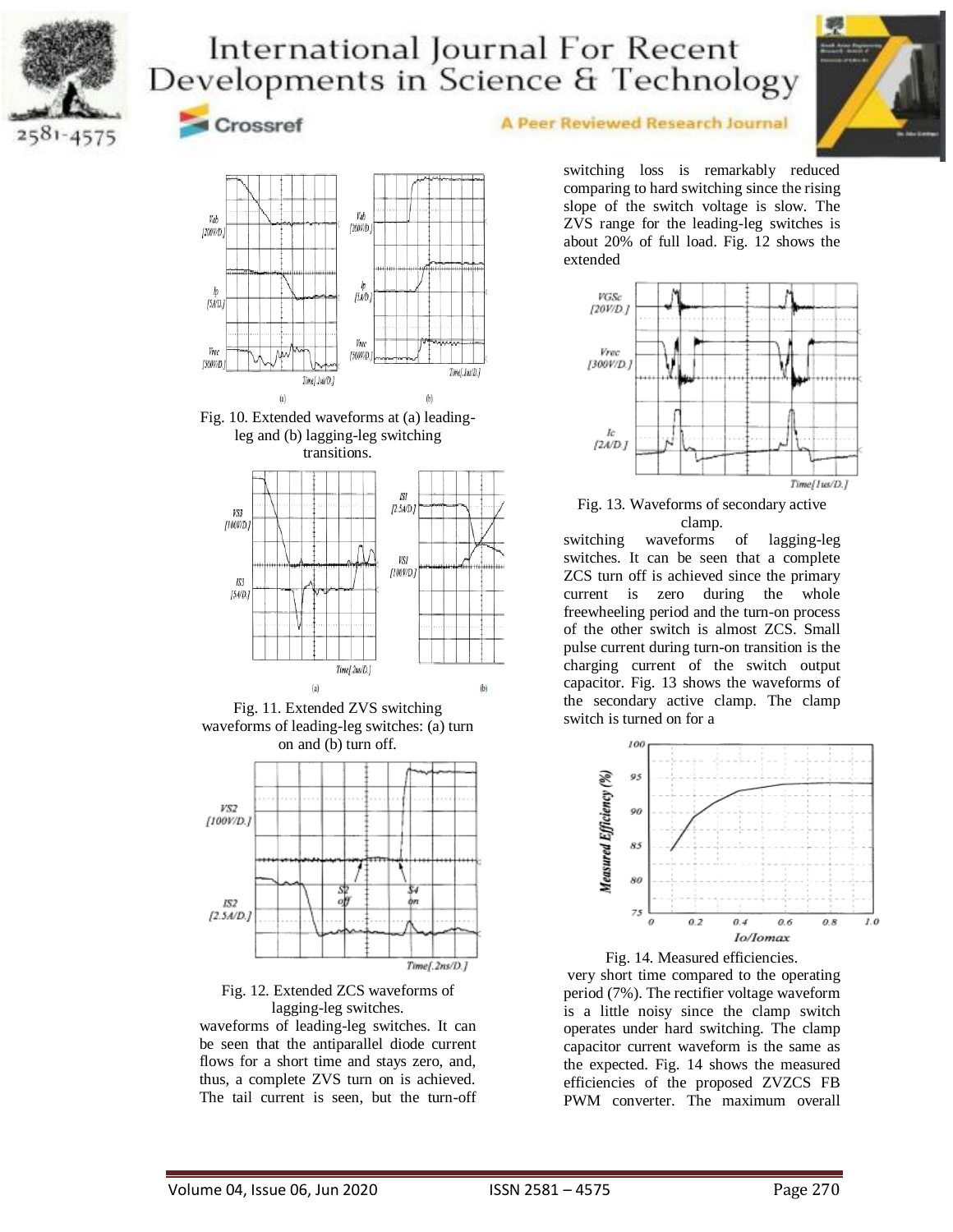Fig. 10. Extended waveforms at (a) leading-leg and (b) lagging-leg switching transitions.

Fig. 11. Extended ZVS switching waveforms of leading-leg switches: (a) turn on and (b) turn off.

Fig. 12. Extended ZCS waveforms of lagging-leg switches.

waveforms of leading-leg switches. It can be seen that the antiparallel diode current flows for a short time and stays zero, and, thus, a complete ZVS turn on is achieved. The tail current is seen, but the turn-off switching loss is remarkably reduced comparing to hard switching since the rising slope of the switch voltage is slow. The ZVS range for the leading-leg switches is about 20% of full load. Fig. 12 shows the extended switching waveforms of lagging-leg switches. It can be seen that a complete ZCS turn off is achieved since the primary current is zero during the whole freewheeling period and the turn-on process of the other switch is almost ZCS. Small pulse current during turn-on transition is the charging current of the switch output capacitor. Fig. 13 shows the waveforms of the secondary active clamp. The clamp switch is turned on for a very short time compared to the operating period (7%). The rectifier voltage waveform is a little noisy since the clamp switch operates under hard switching. The clamp capacitor current waveform is the same as the expected. Fig. 14 shows the measured efficiencies of the proposed ZVZCS FB PWM converter. The maximum overall

Fig. 13. Waveforms of secondary active clamp.

Fig. 14. Measured efficiencies.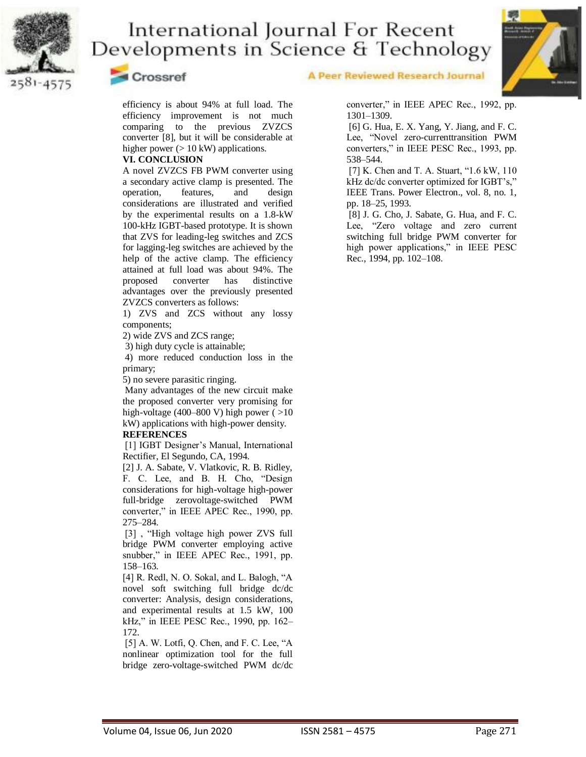efficiency is about 94% at full load. The efficiency improvement is not much comparing to the previous ZVZCS converter [8], but it will be considerable at higher power (> 10 kW) applications.

## VI. CONCLUSION

A novel ZVZCS FB PWM converter using a secondary active clamp is presented. The operation, features, and design considerations are illustrated and verified by the experimental results on a 1.8-kW 100-kHz IGBT-based prototype. It is shown that ZVS for leading-leg switches and ZCS for lagging-leg switches are achieved by the help of the active clamp. The efficiency attained at full load was about 94%. The proposed converter has distinctive advantages over the previously presented ZVZCS converters as follows:

1) ZVS and ZCS without any lossy components;
2) wide ZVS and ZCS range;
3) high duty cycle is attainable;
4) more reduced conduction loss in the primary;
5) no severe parasitic ringing.

Many advantages of the new circuit make the proposed converter very promising for high-voltage (400–800 V) high power ( >10 kW) applications with high-power density.

## REFERENCES

[1] IGBT Designer's Manual, International Rectifier, El Segundo, CA, 1994.

[2] J. A. Sabate, V. Vlatkovic, R. B. Ridley, F. C. Lee, and B. H. Cho, "Design considerations for high-voltage high-power full-bridge zerovoltage-switched PWM converter," in IEEE APEC Rec., 1990, pp. 275–284.

[3] , "High voltage high power ZVS full bridge PWM converter employing active snubber," in IEEE APEC Rec., 1991, pp. 158–163.

[4] R. Redl, N. O. Sokal, and L. Balogh, "A novel soft switching full bridge dc/dc converter: Analysis, design considerations, and experimental results at 1.5 kW, 100 kHz," in IEEE PESC Rec., 1990, pp. 162–172.

[5] A. W. Lotfi, Q. Chen, and F. C. Lee, "A nonlinear optimization tool for the full bridge zero-voltage-switched PWM dc/dc converter," in IEEE APEC Rec., 1992, pp. 1301–1309.

[6] G. Hua, E. X. Yang, Y. Jiang, and F. C. Lee, "Novel zero-currenttransition PWM converters," in IEEE PESC Rec., 1993, pp. 538–544.

[7] K. Chen and T. A. Stuart, "1.6 kW, 110 kHz dc/dc converter optimized for IGBT's," IEEE Trans. Power Electron., vol. 8, no. 1, pp. 18–25, 1993.

[8] J. G. Cho, J. Sabate, G. Hua, and F. C. Lee, "Zero voltage and zero current switching full bridge PWM converter for high power applications," in IEEE PESC Rec., 1994, pp. 102–108.